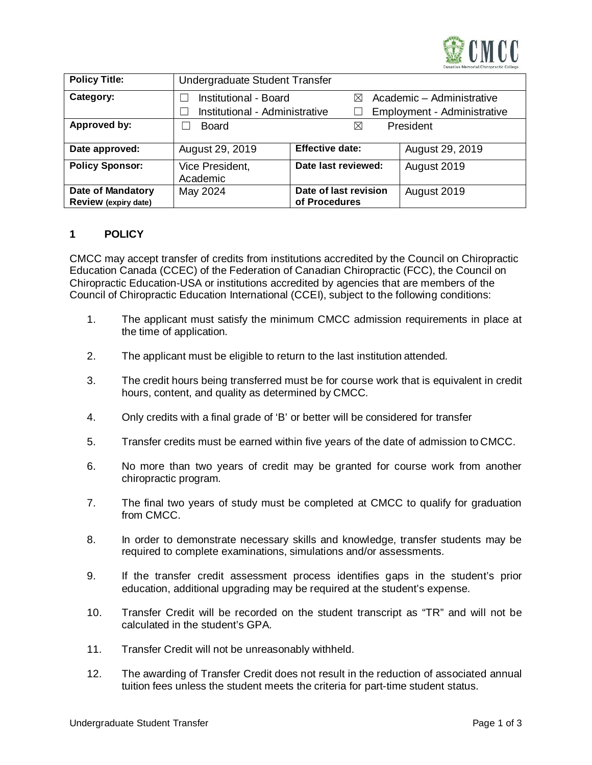| Policy Title: | Undergraduate Student Transfer | | |
|---|---|---|---|
| Category: | ☐ Institutional - Board<br>☐ Institutional - Administrative | ☒ Academic – Administrative<br>☐ Employment - Administrative | |
| Approved by: | ☐ Board | ☒ President | |
| Date approved: | August 29, 2019 | Effective date: | August 29, 2019 |
| Policy Sponsor: | Vice President, Academic | Date last reviewed: | August 2019 |
| Date of Mandatory Review (expiry date) | May 2024 | Date of last revision of Procedures | August 2019 |

## 1 POLICY

CMCC may accept transfer of credits from institutions accredited by the Council on Chiropractic Education Canada (CCEC) of the Federation of Canadian Chiropractic (FCC), the Council on Chiropractic Education-USA or institutions accredited by agencies that are members of the Council of Chiropractic Education International (CCEI), subject to the following conditions:

1. The applicant must satisfy the minimum CMCC admission requirements in place at the time of application.
2. The applicant must be eligible to return to the last institution attended.
3. The credit hours being transferred must be for course work that is equivalent in credit hours, content, and quality as determined by CMCC.
4. Only credits with a final grade of 'B' or better will be considered for transfer
5. Transfer credits must be earned within five years of the date of admission to CMCC.
6. No more than two years of credit may be granted for course work from another chiropractic program.
7. The final two years of study must be completed at CMCC to qualify for graduation from CMCC.
8. In order to demonstrate necessary skills and knowledge, transfer students may be required to complete examinations, simulations and/or assessments.
9. If the transfer credit assessment process identifies gaps in the student's prior education, additional upgrading may be required at the student's expense.
10. Transfer Credit will be recorded on the student transcript as "TR" and will not be calculated in the student's GPA.
11. Transfer Credit will not be unreasonably withheld.
12. The awarding of Transfer Credit does not result in the reduction of associated annual tuition fees unless the student meets the criteria for part-time student status.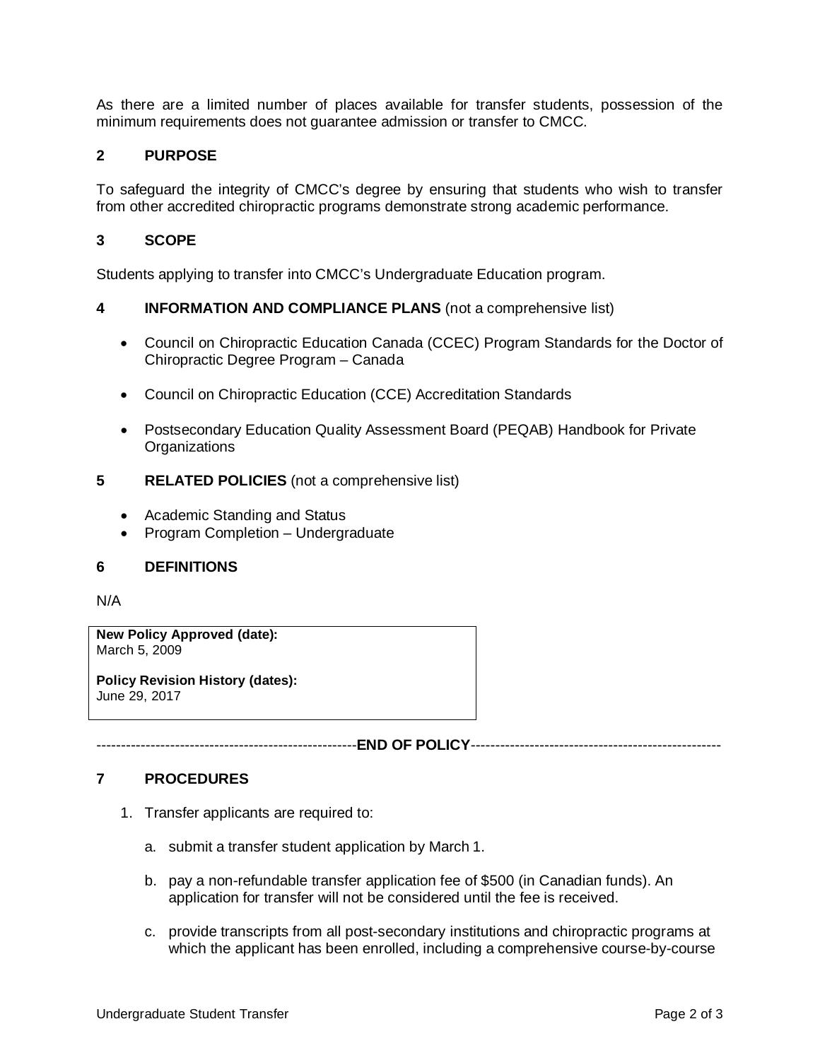As there are a limited number of places available for transfer students, possession of the minimum requirements does not guarantee admission or transfer to CMCC.

## 2 PURPOSE

To safeguard the integrity of CMCC's degree by ensuring that students who wish to transfer from other accredited chiropractic programs demonstrate strong academic performance.

## 3 SCOPE

Students applying to transfer into CMCC's Undergraduate Education program.

## 4 INFORMATION AND COMPLIANCE PLANS (not a comprehensive list)

- Council on Chiropractic Education Canada (CCEC) Program Standards for the Doctor of Chiropractic Degree Program – Canada
- Council on Chiropractic Education (CCE) Accreditation Standards
- Postsecondary Education Quality Assessment Board (PEQAB) Handbook for Private Organizations

## 5 RELATED POLICIES (not a comprehensive list)

- Academic Standing and Status
- Program Completion – Undergraduate

## 6 DEFINITIONS

N/A

**New Policy Approved (date):**
March 5, 2009

**Policy Revision History (dates):**
June 29, 2017

----------------------------------------------------**END OF POLICY**--------------------------------------------------

## 7 PROCEDURES

1. Transfer applicants are required to:

   a. submit a transfer student application by March 1.

   b. pay a non-refundable transfer application fee of $500 (in Canadian funds). An application for transfer will not be considered until the fee is received.

   c. provide transcripts from all post-secondary institutions and chiropractic programs at which the applicant has been enrolled, including a comprehensive course-by-course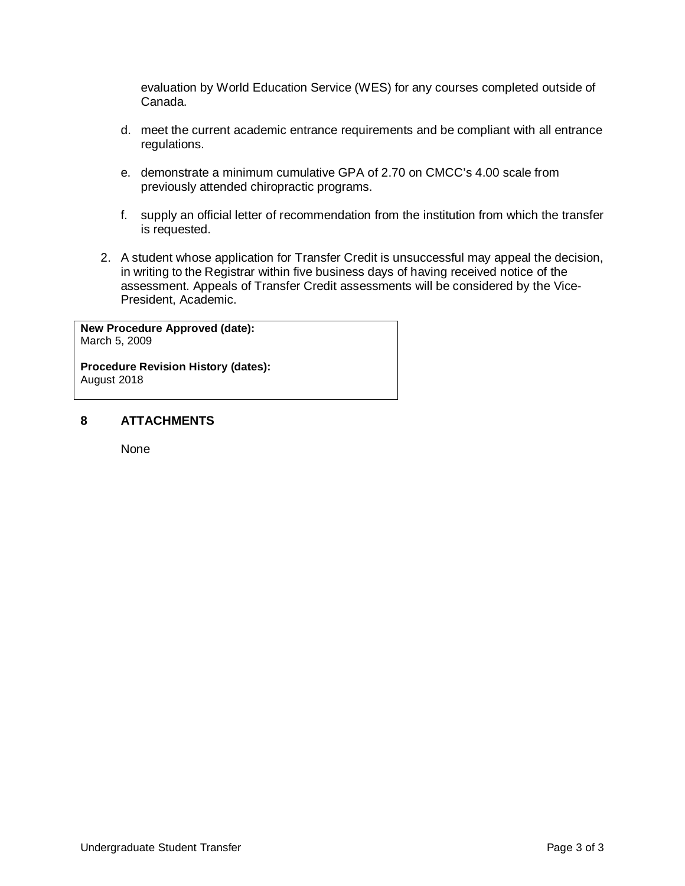evaluation by World Education Service (WES) for any courses completed outside of Canada.

d. meet the current academic entrance requirements and be compliant with all entrance regulations.

e. demonstrate a minimum cumulative GPA of 2.70 on CMCC's 4.00 scale from previously attended chiropractic programs.

f. supply an official letter of recommendation from the institution from which the transfer is requested.

2. A student whose application for Transfer Credit is unsuccessful may appeal the decision, in writing to the Registrar within five business days of having received notice of the assessment. Appeals of Transfer Credit assessments will be considered by the Vice-President, Academic.

**New Procedure Approved (date):**
March 5, 2009

**Procedure Revision History (dates):**
August 2018

## 8 ATTACHMENTS

None